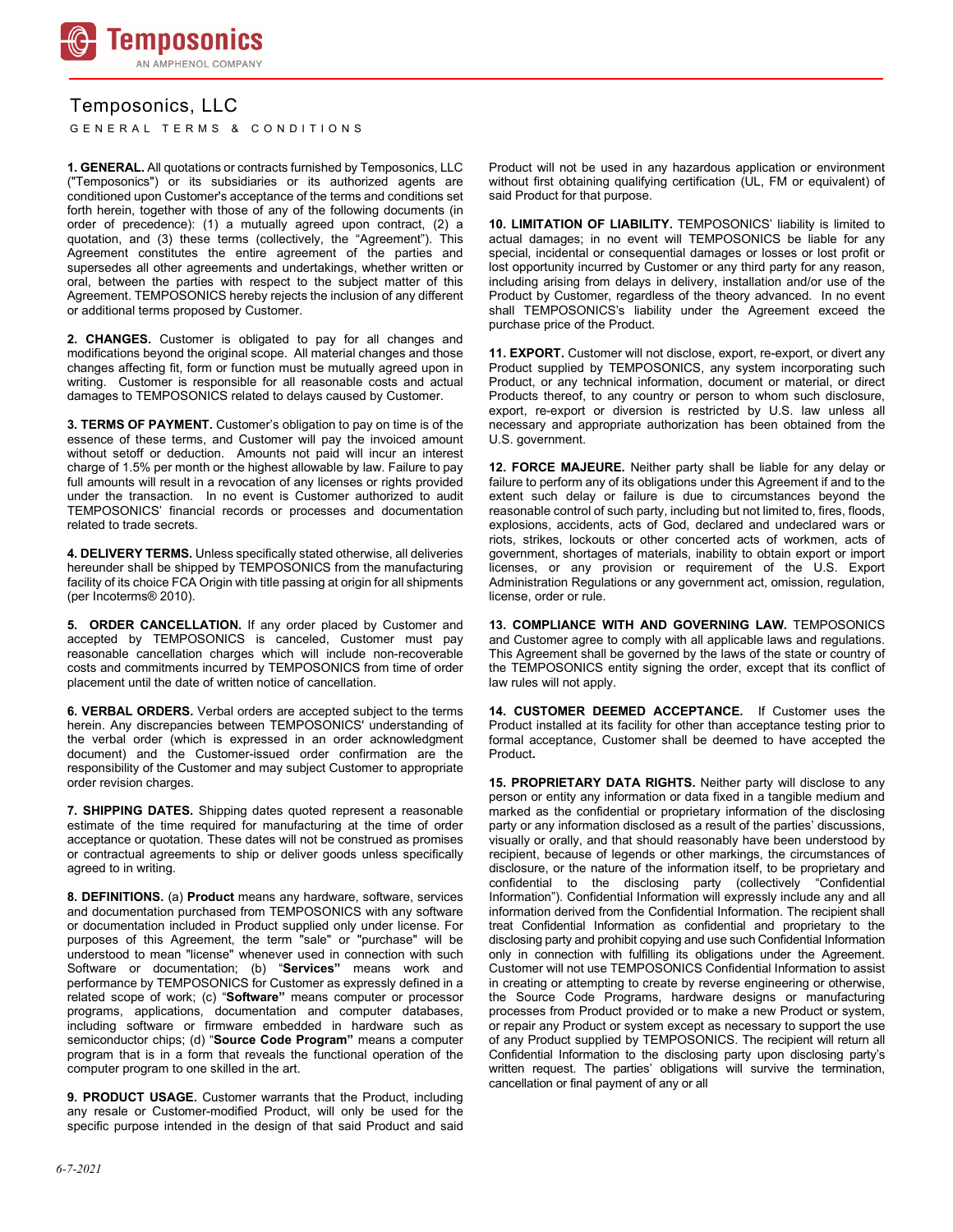# Temposonics, LLC

GENERAL TERMS & CONDITIONS

**1. GENERAL.** All quotations or contracts furnished by Temposonics, LLC ("Temposonics") or its subsidiaries or its authorized agents are conditioned upon Customer's acceptance of the terms and conditions set forth herein, together with those of any of the following documents (in order of precedence): (1) a mutually agreed upon contract, (2) a quotation, and (3) these terms (collectively, the "Agreement"). This Agreement constitutes the entire agreement of the parties and supersedes all other agreements and undertakings, whether written or oral, between the parties with respect to the subject matter of this Agreement. TEMPOSONICS hereby rejects the inclusion of any different or additional terms proposed by Customer.

**2. CHANGES.** Customer is obligated to pay for all changes and modifications beyond the original scope. All material changes and those changes affecting fit, form or function must be mutually agreed upon in writing. Customer is responsible for all reasonable costs and actual damages to TEMPOSONICS related to delays caused by Customer.

**3. TERMS OF PAYMENT.** Customer's obligation to pay on time is of the essence of these terms, and Customer will pay the invoiced amount without setoff or deduction. Amounts not paid will incur an interest charge of 1.5% per month or the highest allowable by law. Failure to pay full amounts will result in a revocation of any licenses or rights provided under the transaction. In no event is Customer authorized to audit TEMPOSONICS' financial records or processes and documentation related to trade secrets.

**4. DELIVERY TERMS.** Unless specifically stated otherwise, all deliveries hereunder shall be shipped by TEMPOSONICS from the manufacturing facility of its choice FCA Origin with title passing at origin for all shipments (per Incoterms® 2010).

**5. ORDER CANCELLATION.** If any order placed by Customer and accepted by TEMPOSONICS is canceled, Customer must pay reasonable cancellation charges which will include non-recoverable costs and commitments incurred by TEMPOSONICS from time of order placement until the date of written notice of cancellation.

**6. VERBAL ORDERS.** Verbal orders are accepted subject to the terms herein. Any discrepancies between TEMPOSONICS' understanding of the verbal order (which is expressed in an order acknowledgment document) and the Customer-issued order confirmation are the responsibility of the Customer and may subject Customer to appropriate order revision charges.

**7. SHIPPING DATES.** Shipping dates quoted represent a reasonable estimate of the time required for manufacturing at the time of order acceptance or quotation. These dates will not be construed as promises or contractual agreements to ship or deliver goods unless specifically agreed to in writing.

**8. DEFINITIONS.** (a) **Product** means any hardware, software, services and documentation purchased from TEMPOSONICS with any software or documentation included in Product supplied only under license. For purposes of this Agreement, the term "sale" or "purchase" will be understood to mean "license" whenever used in connection with such Software or documentation; (b) "**Services**" means work and performance by TEMPOSONICS for Customer as expressly defined in a related scope of work; (c) "**Software**" means computer or processor programs, applications, documentation and computer databases, including software or firmware embedded in hardware such as semiconductor chips; (d) "**Source Code Program**" means a computer program that is in a form that reveals the functional operation of the computer program to one skilled in the art.

**9. PRODUCT USAGE.** Customer warrants that the Product, including any resale or Customer-modified Product, will only be used for the specific purpose intended in the design of that said Product and said Product will not be used in any hazardous application or environment without first obtaining qualifying certification (UL, FM or equivalent) of said Product for that purpose.

**10. LIMITATION OF LIABILITY.** TEMPOSONICS' liability is limited to actual damages; in no event will TEMPOSONICS be liable for any special, incidental or consequential damages or losses or lost profit or lost opportunity incurred by Customer or any third party for any reason, including arising from delays in delivery, installation and/or use of the Product by Customer, regardless of the theory advanced. In no event shall TEMPOSONICS's liability under the Agreement exceed the purchase price of the Product.

**11. EXPORT.** Customer will not disclose, export, re-export, or divert any Product supplied by TEMPOSONICS, any system incorporating such Product, or any technical information, document or material, or direct Products thereof, to any country or person to whom such disclosure, export, re-export or diversion is restricted by U.S. law unless all necessary and appropriate authorization has been obtained from the U.S. government.

**12. FORCE MAJEURE.** Neither party shall be liable for any delay or failure to perform any of its obligations under this Agreement if and to the extent such delay or failure is due to circumstances beyond the reasonable control of such party, including but not limited to, fires, floods, explosions, accidents, acts of God, declared and undeclared wars or riots, strikes, lockouts or other concerted acts of workmen, acts of government, shortages of materials, inability to obtain export or import licenses, or any provision or requirement of the U.S. Export Administration Regulations or any government act, omission, regulation, license, order or rule.

**13. COMPLIANCE WITH AND GOVERNING LAW.** TEMPOSONICS and Customer agree to comply with all applicable laws and regulations. This Agreement shall be governed by the laws of the state or country of the TEMPOSONICS entity signing the order, except that its conflict of law rules will not apply.

**14. CUSTOMER DEEMED ACCEPTANCE.** If Customer uses the Product installed at its facility for other than acceptance testing prior to formal acceptance, Customer shall be deemed to have accepted the Product.

**15. PROPRIETARY DATA RIGHTS.** Neither party will disclose to any person or entity any information or data fixed in a tangible medium and marked as the confidential or proprietary information of the disclosing party or any information disclosed as a result of the parties' discussions, visually or orally, and that should reasonably have been understood by recipient, because of legends or other markings, the circumstances of disclosure, or the nature of the information itself, to be proprietary and confidential to the disclosing party (collectively "Confidential Information"). Confidential Information will expressly include any and all information derived from the Confidential Information. The recipient shall treat Confidential Information as confidential and proprietary to the disclosing party and prohibit copying and use such Confidential Information only in connection with fulfilling its obligations under the Agreement. Customer will not use TEMPOSONICS Confidential Information to assist in creating or attempting to create by reverse engineering or otherwise, the Source Code Programs, hardware designs or manufacturing processes from Product provided or to make a new Product or system, or repair any Product or system except as necessary to support the use of any Product supplied by TEMPOSONICS. The recipient will return all Confidential Information to the disclosing party upon disclosing party's written request. The parties' obligations will survive the termination, cancellation or final payment of any or all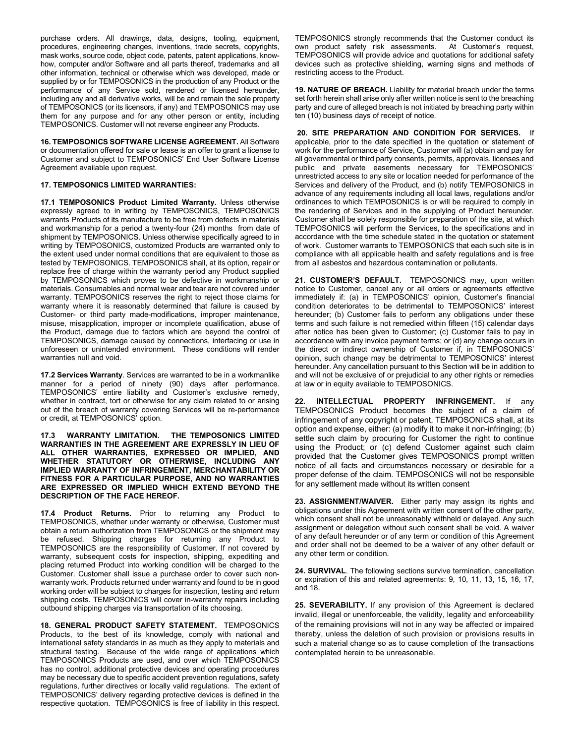purchase orders. All drawings, data, designs, tooling, equipment, procedures, engineering changes, inventions, trade secrets, copyrights, mask works, source code, object code, patents, patent applications, know-how, computer and/or Software and all parts thereof, trademarks and all other information, technical or otherwise which was developed, made or supplied by or for TEMPOSONICS in the production of any Product or the performance of any Service sold, rendered or licensed hereunder, including any and all derivative works, will be and remain the sole property of TEMPOSONICS (or its licensors, if any) and TEMPOSONICS may use them for any purpose and for any other person or entity, including TEMPOSONICS. Customer will not reverse engineer any Products.

**16. TEMPOSONICS SOFTWARE LICENSE AGREEMENT.** All Software or documentation offered for sale or lease is an offer to grant a license to Customer and subject to TEMPOSONICS' End User Software License Agreement available upon request.

**17. TEMPOSONICS LIMITED WARRANTIES:**

**17.1 TEMPOSONICS Product Limited Warranty.** Unless otherwise expressly agreed to in writing by TEMPOSONICS, TEMPOSONICS warrants Products of its manufacture to be free from defects in materials and workmanship for a period a twenty-four (24) months from date of shipment by TEMPOSONICS. Unless otherwise specifically agreed to in writing by TEMPOSONICS, customized Products are warranted only to the extent used under normal conditions that are equivalent to those as tested by TEMPOSONICS. TEMPOSONICS shall, at its option, repair or replace free of charge within the warranty period any Product supplied by TEMPOSONICS which proves to be defective in workmanship or materials. Consumables and normal wear and tear are not covered under warranty. TEMPOSONICS reserves the right to reject those claims for warranty where it is reasonably determined that failure is caused by Customer- or third party made-modifications, improper maintenance, misuse, misapplication, improper or incomplete qualification, abuse of the Product, damage due to factors which are beyond the control of TEMPOSONICS, damage caused by connections, interfacing or use in unforeseen or unintended environment. These conditions will render warranties null and void.

**17.2 Services Warranty**. Services are warranted to be in a workmanlike manner for a period of ninety (90) days after performance. TEMPOSONICS' entire liability and Customer's exclusive remedy, whether in contract, tort or otherwise for any claim related to or arising out of the breach of warranty covering Services will be re-performance or credit, at TEMPOSONICS' option.

**17.3 WARRANTY LIMITATION. THE TEMPOSONICS LIMITED WARRANTIES IN THE AGREEMENT ARE EXPRESSLY IN LIEU OF ALL OTHER WARRANTIES, EXPRESSED OR IMPLIED, AND WHETHER STATUTORY OR OTHERWISE, INCLUDING ANY IMPLIED WARRANTY OF INFRINGEMENT, MERCHANTABILITY OR FITNESS FOR A PARTICULAR PURPOSE, AND NO WARRANTIES ARE EXPRESSED OR IMPLIED WHICH EXTEND BEYOND THE DESCRIPTION OF THE FACE HEREOF.**

**17.4 Product Returns.** Prior to returning any Product to TEMPOSONICS, whether under warranty or otherwise, Customer must obtain a return authorization from TEMPOSONICS or the shipment may be refused. Shipping charges for returning any Product to TEMPOSONICS are the responsibility of Customer. If not covered by warranty, subsequent costs for inspection, shipping, expediting and placing returned Product into working condition will be charged to the Customer. Customer shall issue a purchase order to cover such non-warranty work. Products returned under warranty and found to be in good working order will be subject to charges for inspection, testing and return shipping costs. TEMPOSONICS will cover in-warranty repairs including outbound shipping charges via transportation of its choosing.

**18. GENERAL PRODUCT SAFETY STATEMENT.** TEMPOSONICS Products, to the best of its knowledge, comply with national and international safety standards in as much as they apply to materials and structural testing. Because of the wide range of applications which TEMPOSONICS Products are used, and over which TEMPOSONICS has no control, additional protective devices and operating procedures may be necessary due to specific accident prevention regulations, safety regulations, further directives or locally valid regulations. The extent of TEMPOSONICS' delivery regarding protective devices is defined in the respective quotation. TEMPOSONICS is free of liability in this respect. TEMPOSONICS strongly recommends that the Customer conduct its own product safety risk assessments. At Customer's request, TEMPOSONICS will provide advice and quotations for additional safety devices such as protective shielding, warning signs and methods of restricting access to the Product.

**19. NATURE OF BREACH.** Liability for material breach under the terms set forth herein shall arise only after written notice is sent to the breaching party and cure of alleged breach is not initiated by breaching party within ten (10) business days of receipt of notice.

**20. SITE PREPARATION AND CONDITION FOR SERVICES.** If applicable, prior to the date specified in the quotation or statement of work for the performance of Service, Customer will (a) obtain and pay for all governmental or third party consents, permits, approvals, licenses and public and private easements necessary for TEMPOSONICS' unrestricted access to any site or location needed for performance of the Services and delivery of the Product, and (b) notify TEMPOSONICS in advance of any requirements including all local laws, regulations and/or ordinances to which TEMPOSONICS is or will be required to comply in the rendering of Services and in the supplying of Product hereunder. Customer shall be solely responsible for preparation of the site, at which TEMPOSONICS will perform the Services, to the specifications and in accordance with the time schedule stated in the quotation or statement of work. Customer warrants to TEMPOSONICS that each such site is in compliance with all applicable health and safety regulations and is free from all asbestos and hazardous contamination or pollutants.

**21. CUSTOMER'S DEFAULT.** TEMPOSONICS may, upon written notice to Customer, cancel any or all orders or agreements effective immediately if: (a) in TEMPOSONICS' opinion, Customer's financial condition deteriorates to be detrimental to TEMPOSONICS' interest hereunder; (b) Customer fails to perform any obligations under these terms and such failure is not remedied within fifteen (15) calendar days after notice has been given to Customer; (c) Customer fails to pay in accordance with any invoice payment terms; or (d) any change occurs in the direct or indirect ownership of Customer if, in TEMPOSONICS' opinion, such change may be detrimental to TEMPOSONICS' interest hereunder. Any cancellation pursuant to this Section will be in addition to and will not be exclusive of or prejudicial to any other rights or remedies at law or in equity available to TEMPOSONICS.

**22. INTELLECTUAL PROPERTY INFRINGEMENT.** If any TEMPOSONICS Product becomes the subject of a claim of infringement of any copyright or patent, TEMPOSONICS shall, at its option and expense, either: (a) modify it to make it non-infringing; (b) settle such claim by procuring for Customer the right to continue using the Product; or (c) defend Customer against such claim provided that the Customer gives TEMPOSONICS prompt written notice of all facts and circumstances necessary or desirable for a proper defense of the claim. TEMPOSONICS will not be responsible for any settlement made without its written consent

**23. ASSIGNMENT/WAIVER.** Either party may assign its rights and obligations under this Agreement with written consent of the other party, which consent shall not be unreasonably withheld or delayed. Any such assignment or delegation without such consent shall be void. A waiver of any default hereunder or of any term or condition of this Agreement and order shall not be deemed to be a waiver of any other default or any other term or condition.

**24. SURVIVAL**. The following sections survive termination, cancellation or expiration of this and related agreements: 9, 10, 11, 13, 15, 16, 17, and 18.

**25. SEVERABILITY.** If any provision of this Agreement is declared invalid, illegal or unenforceable, the validity, legality and enforceability of the remaining provisions will not in any way be affected or impaired thereby, unless the deletion of such provision or provisions results in such a material change so as to cause completion of the transactions contemplated herein to be unreasonable.